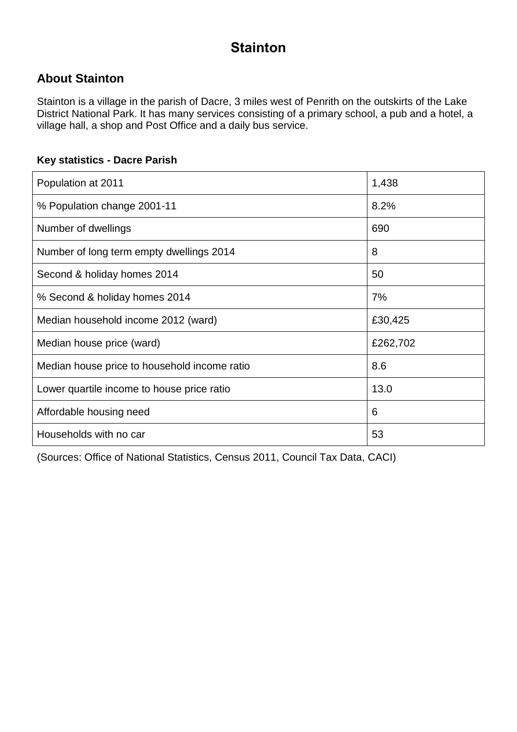# Stainton

## About Stainton

Stainton is a village in the parish of Dacre, 3 miles west of Penrith on the outskirts of the Lake District National Park. It has many services consisting of a primary school, a pub and a hotel, a village hall, a shop and Post Office and a daily bus service.

**Key statistics - Dacre Parish**

| | |
|---|---|
| Population at 2011 | 1,438 |
| % Population change 2001-11 | 8.2% |
| Number of dwellings | 690 |
| Number of long term empty dwellings 2014 | 8 |
| Second & holiday homes 2014 | 50 |
| % Second & holiday homes 2014 | 7% |
| Median household income 2012 (ward) | £30,425 |
| Median house price (ward) | £262,702 |
| Median house price to household income ratio | 8.6 |
| Lower quartile income to house price ratio | 13.0 |
| Affordable housing need | 6 |
| Households with no car | 53 |

(Sources: Office of National Statistics, Census 2011, Council Tax Data, CACI)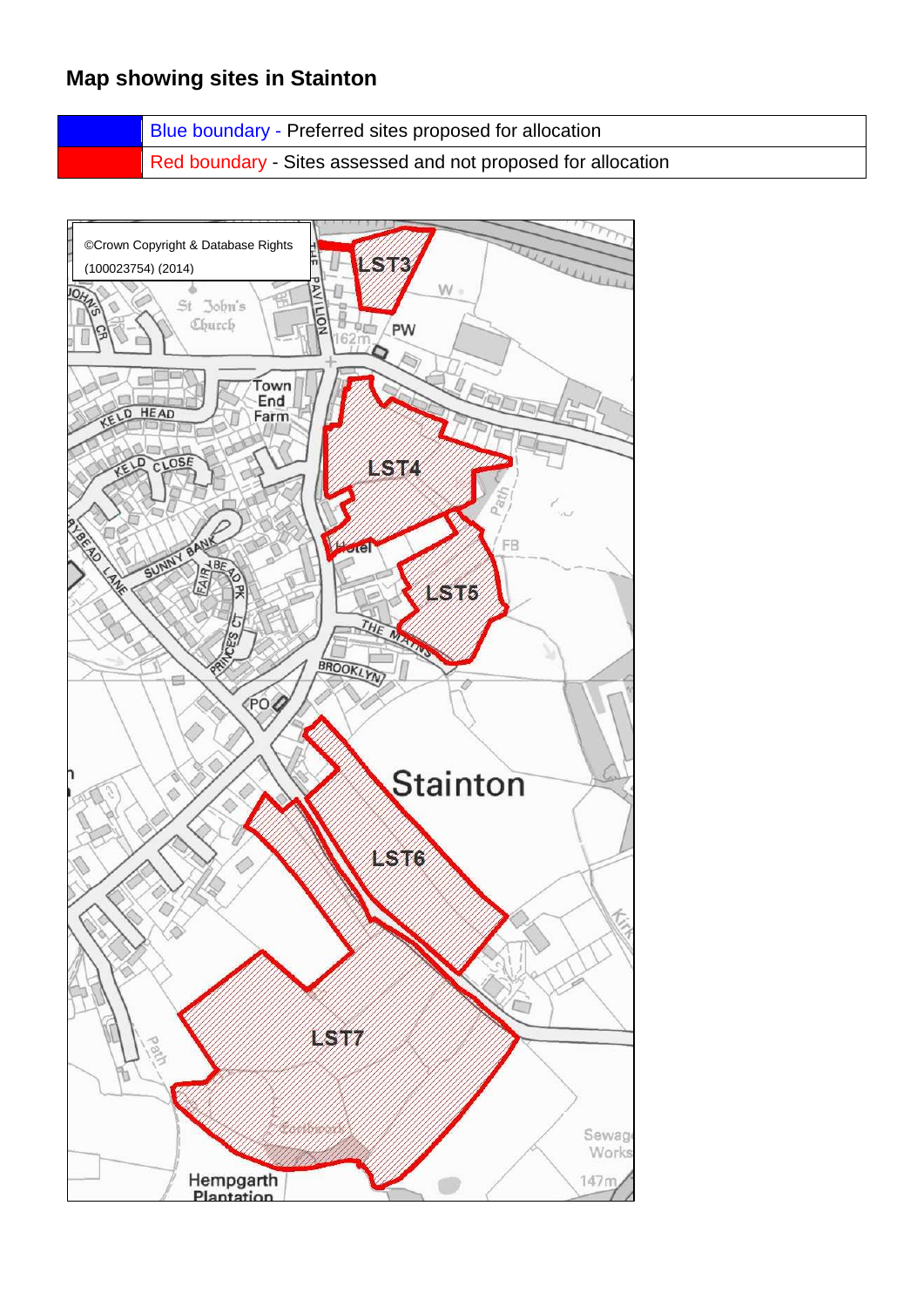## Map showing sites in Stainton

| | |
|---|---|
| | Blue boundary - Preferred sites proposed for allocation |
| | Red boundary - Sites assessed and not proposed for allocation |

©Crown Copyright & Database Rights (100023754) (2014)

LST3

LST4

LST5

LST6

LST7

Stainton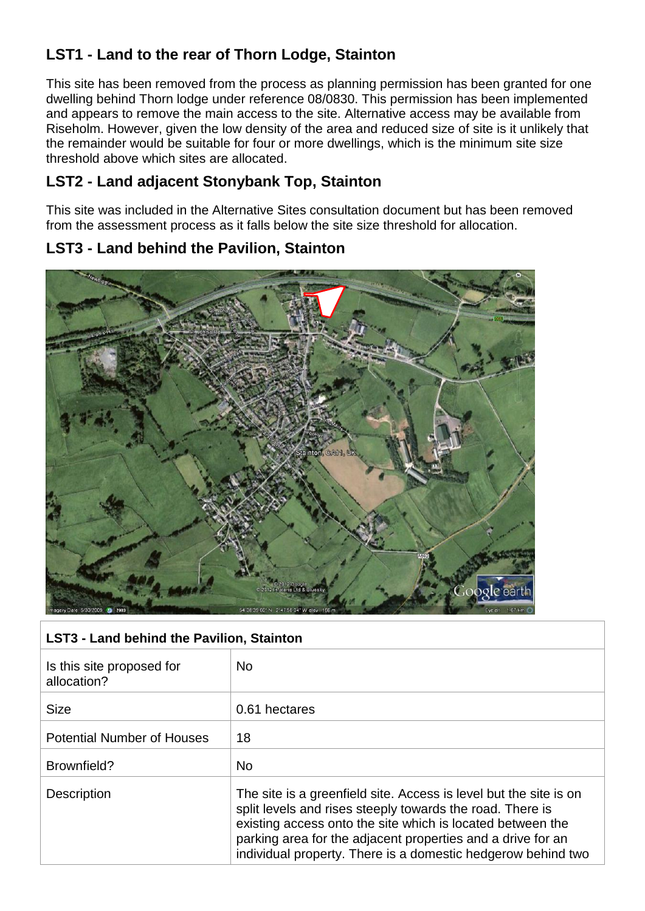## LST1 - Land to the rear of Thorn Lodge, Stainton

This site has been removed from the process as planning permission has been granted for one dwelling behind Thorn lodge under reference 08/0830. This permission has been implemented and appears to remove the main access to the site. Alternative access may be available from Riseholm. However, given the low density of the area and reduced size of site is it unlikely that the remainder would be suitable for four or more dwellings, which is the minimum site size threshold above which sites are allocated.

## LST2 - Land adjacent Stonybank Top, Stainton

This site was included in the Alternative Sites consultation document but has been removed from the assessment process as it falls below the site size threshold for allocation.

## LST3 - Land behind the Pavilion, Stainton

| LST3 - Land behind the Pavilion, Stainton | |
|---|---|
| Is this site proposed for allocation? | No |
| Size | 0.61 hectares |
| Potential Number of Houses | 18 |
| Brownfield? | No |
| Description | The site is a greenfield site. Access is level but the site is on split levels and rises steeply towards the road. There is existing access onto the site which is located between the parking area for the adjacent properties and a drive for an individual property. There is a domestic hedgerow behind two |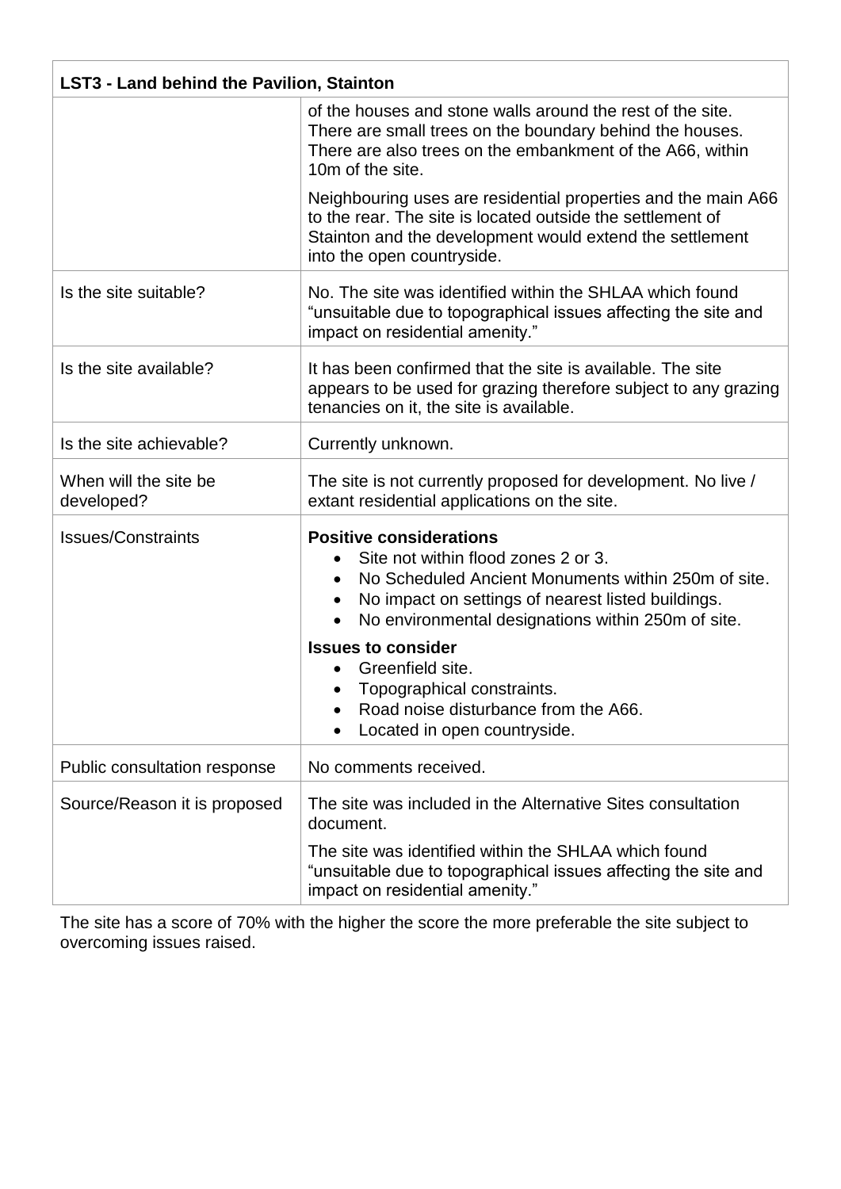| LST3 - Land behind the Pavilion, Stainton | |
|---|---|
| | of the houses and stone walls around the rest of the site. There are small trees on the boundary behind the houses. There are also trees on the embankment of the A66, within 10m of the site.<br><br>Neighbouring uses are residential properties and the main A66 to the rear. The site is located outside the settlement of Stainton and the development would extend the settlement into the open countryside. |
| Is the site suitable? | No. The site was identified within the SHLAA which found “unsuitable due to topographical issues affecting the site and impact on residential amenity.” |
| Is the site available? | It has been confirmed that the site is available. The site appears to be used for grazing therefore subject to any grazing tenancies on it, the site is available. |
| Is the site achievable? | Currently unknown. |
| When will the site be developed? | The site is not currently proposed for development. No live / extant residential applications on the site. |
| Issues/Constraints | **Positive considerations**<br>• Site not within flood zones 2 or 3.<br>• No Scheduled Ancient Monuments within 250m of site.<br>• No impact on settings of nearest listed buildings.<br>• No environmental designations within 250m of site.<br><br>**Issues to consider**<br>• Greenfield site.<br>• Topographical constraints.<br>• Road noise disturbance from the A66.<br>• Located in open countryside. |
| Public consultation response | No comments received. |
| Source/Reason it is proposed | The site was included in the Alternative Sites consultation document.<br><br>The site was identified within the SHLAA which found “unsuitable due to topographical issues affecting the site and impact on residential amenity.” |

The site has a score of 70% with the higher the score the more preferable the site subject to overcoming issues raised.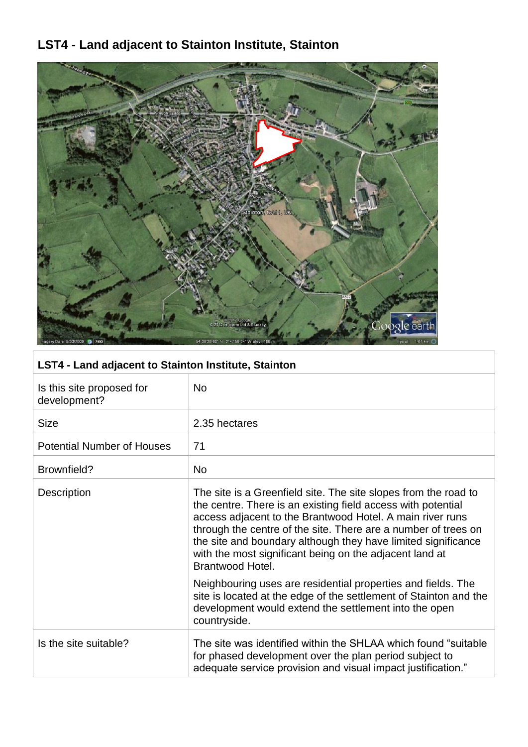## LST4 - Land adjacent to Stainton Institute, Stainton

| LST4 - Land adjacent to Stainton Institute, Stainton | |
|---|---|
| Is this site proposed for development? | No |
| Size | 2.35 hectares |
| Potential Number of Houses | 71 |
| Brownfield? | No |
| Description | The site is a Greenfield site. The site slopes from the road to the centre. There is an existing field access with potential access adjacent to the Brantwood Hotel. A main river runs through the centre of the site. There are a number of trees on the site and boundary although they have limited significance with the most significant being on the adjacent land at Brantwood Hotel.<br><br>Neighbouring uses are residential properties and fields. The site is located at the edge of the settlement of Stainton and the development would extend the settlement into the open countryside. |
| Is the site suitable? | The site was identified within the SHLAA which found "suitable for phased development over the plan period subject to adequate service provision and visual impact justification." |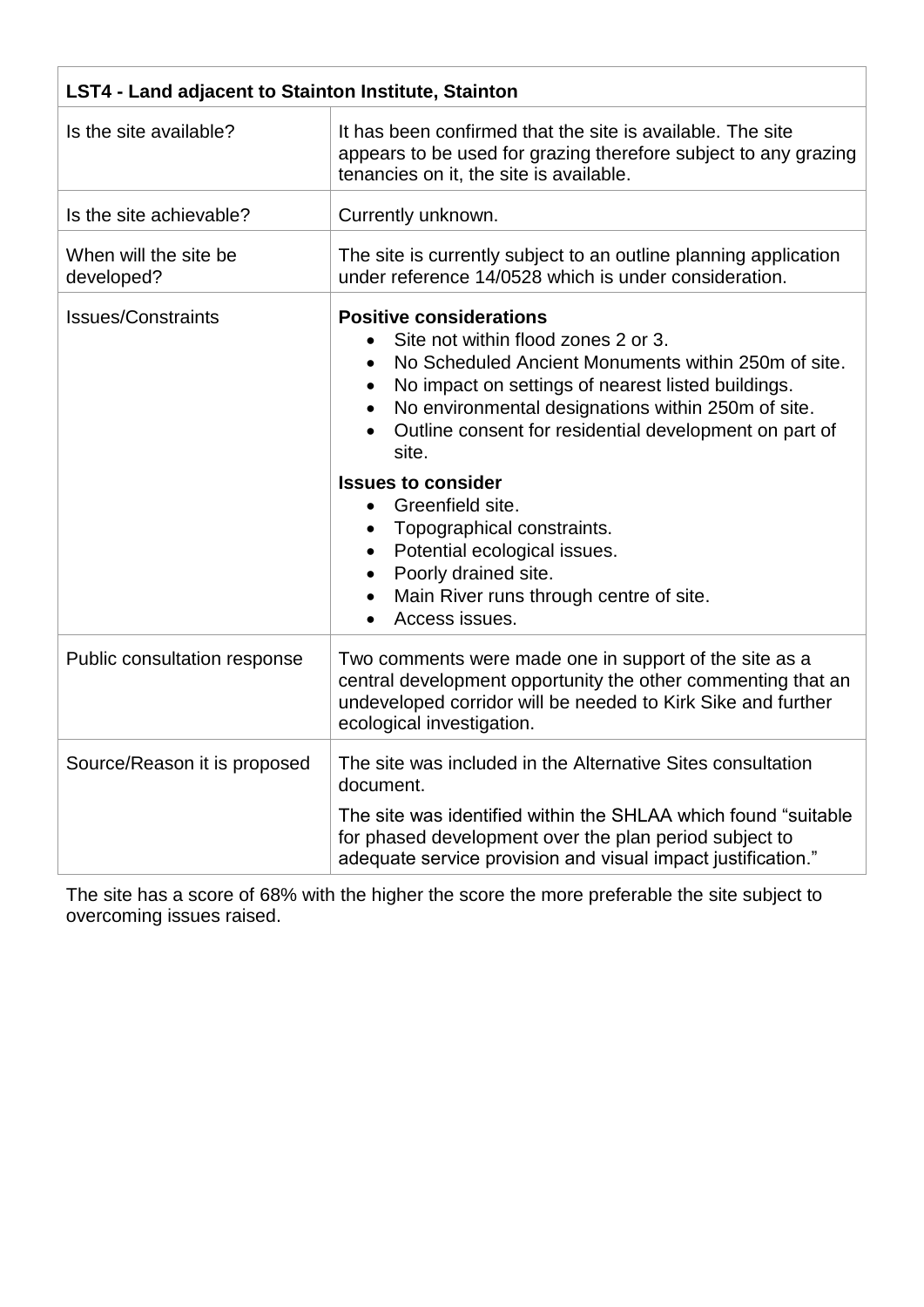| LST4 - Land adjacent to Stainton Institute, Stainton | |
|---|---|
| Is the site available? | It has been confirmed that the site is available. The site appears to be used for grazing therefore subject to any grazing tenancies on it, the site is available. |
| Is the site achievable? | Currently unknown. |
| When will the site be developed? | The site is currently subject to an outline planning application under reference 14/0528 which is under consideration. |
| Issues/Constraints | **Positive considerations**<br>• Site not within flood zones 2 or 3.<br>• No Scheduled Ancient Monuments within 250m of site.<br>• No impact on settings of nearest listed buildings.<br>• No environmental designations within 250m of site.<br>• Outline consent for residential development on part of site.<br>**Issues to consider**<br>• Greenfield site.<br>• Topographical constraints.<br>• Potential ecological issues.<br>• Poorly drained site.<br>• Main River runs through centre of site.<br>• Access issues. |
| Public consultation response | Two comments were made one in support of the site as a central development opportunity the other commenting that an undeveloped corridor will be needed to Kirk Sike and further ecological investigation. |
| Source/Reason it is proposed | The site was included in the Alternative Sites consultation document.<br>The site was identified within the SHLAA which found "suitable for phased development over the plan period subject to adequate service provision and visual impact justification." |

The site has a score of 68% with the higher the score the more preferable the site subject to overcoming issues raised.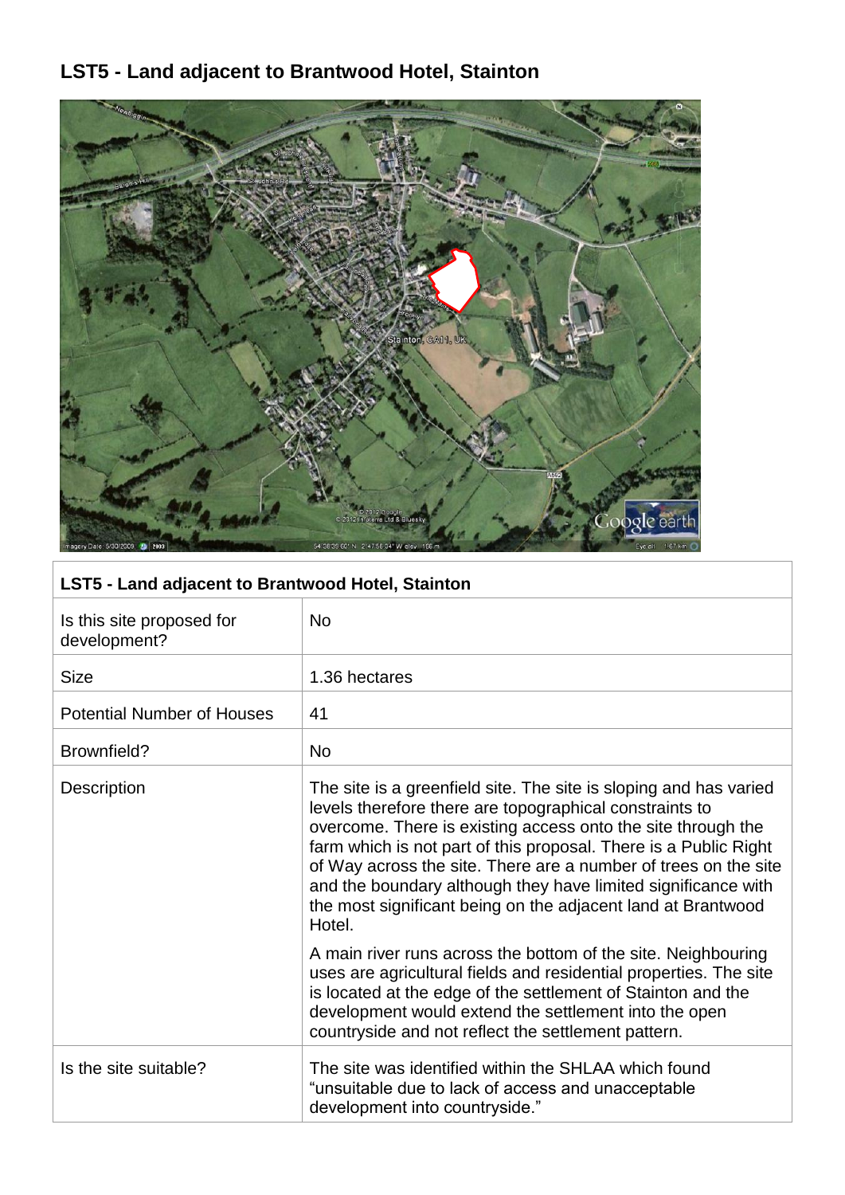# LST5 - Land adjacent to Brantwood Hotel, Stainton

| LST5 - Land adjacent to Brantwood Hotel, Stainton | |
|---|---|
| Is this site proposed for development? | No |
| Size | 1.36 hectares |
| Potential Number of Houses | 41 |
| Brownfield? | No |
| Description | The site is a greenfield site. The site is sloping and has varied levels therefore there are topographical constraints to overcome. There is existing access onto the site through the farm which is not part of this proposal. There is a Public Right of Way across the site. There are a number of trees on the site and the boundary although they have limited significance with the most significant being on the adjacent land at Brantwood Hotel.<br><br>A main river runs across the bottom of the site. Neighbouring uses are agricultural fields and residential properties. The site is located at the edge of the settlement of Stainton and the development would extend the settlement into the open countryside and not reflect the settlement pattern. |
| Is the site suitable? | The site was identified within the SHLAA which found "unsuitable due to lack of access and unacceptable development into countryside." |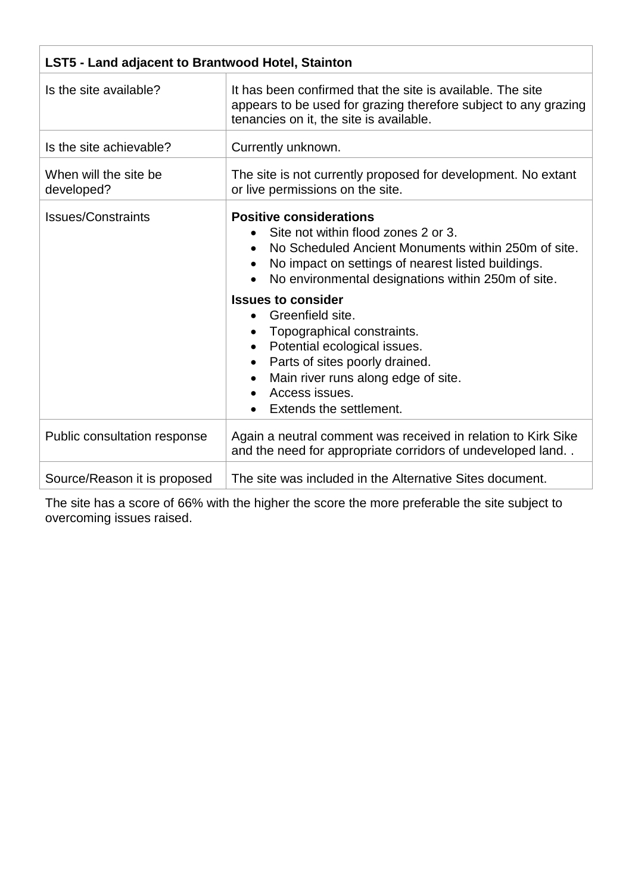| LST5 - Land adjacent to Brantwood Hotel, Stainton | |
|---|---|
| Is the site available? | It has been confirmed that the site is available. The site appears to be used for grazing therefore subject to any grazing tenancies on it, the site is available. |
| Is the site achievable? | Currently unknown. |
| When will the site be developed? | The site is not currently proposed for development. No extant or live permissions on the site. |
| Issues/Constraints | **Positive considerations**<br>• Site not within flood zones 2 or 3.<br>• No Scheduled Ancient Monuments within 250m of site.<br>• No impact on settings of nearest listed buildings.<br>• No environmental designations within 250m of site.<br>**Issues to consider**<br>• Greenfield site.<br>• Topographical constraints.<br>• Potential ecological issues.<br>• Parts of sites poorly drained.<br>• Main river runs along edge of site.<br>• Access issues.<br>• Extends the settlement. |
| Public consultation response | Again a neutral comment was received in relation to Kirk Sike and the need for appropriate corridors of undeveloped land. . |
| Source/Reason it is proposed | The site was included in the Alternative Sites document. |

The site has a score of 66% with the higher the score the more preferable the site subject to overcoming issues raised.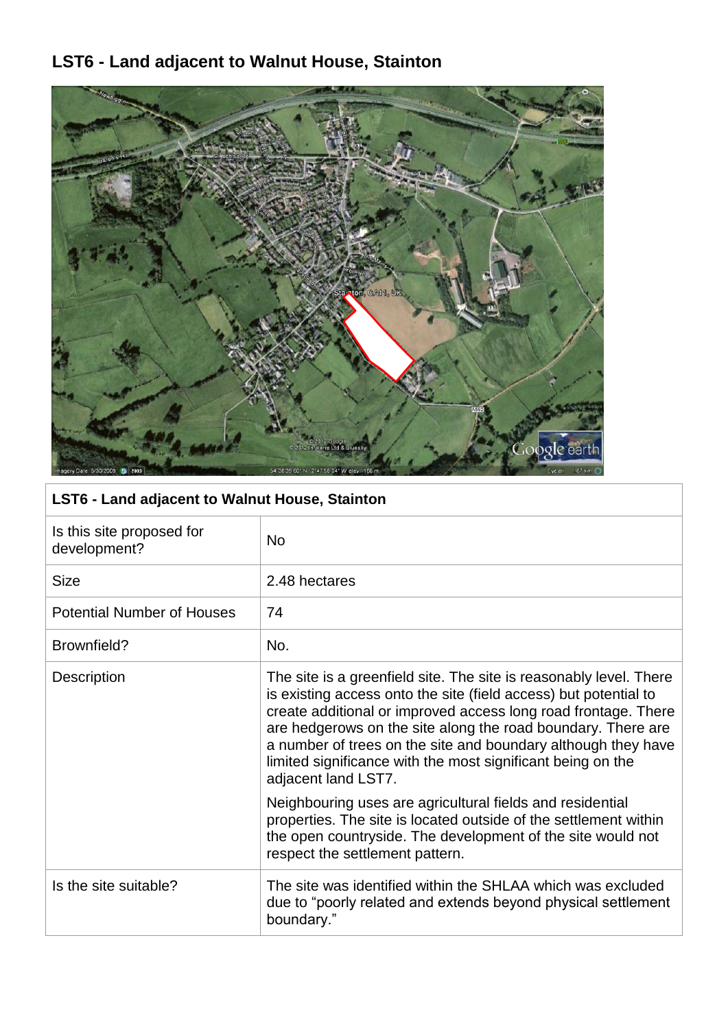# LST6 - Land adjacent to Walnut House, Stainton

| LST6 - Land adjacent to Walnut House, Stainton | |
|---|---|
| Is this site proposed for development? | No |
| Size | 2.48 hectares |
| Potential Number of Houses | 74 |
| Brownfield? | No. |
| Description | The site is a greenfield site. The site is reasonably level. There is existing access onto the site (field access) but potential to create additional or improved access long road frontage. There are hedgerows on the site along the road boundary. There are a number of trees on the site and boundary although they have limited significance with the most significant being on the adjacent land LST7. <br><br> Neighbouring uses are agricultural fields and residential properties. The site is located outside of the settlement within the open countryside. The development of the site would not respect the settlement pattern. |
| Is the site suitable? | The site was identified within the SHLAA which was excluded due to "poorly related and extends beyond physical settlement boundary." |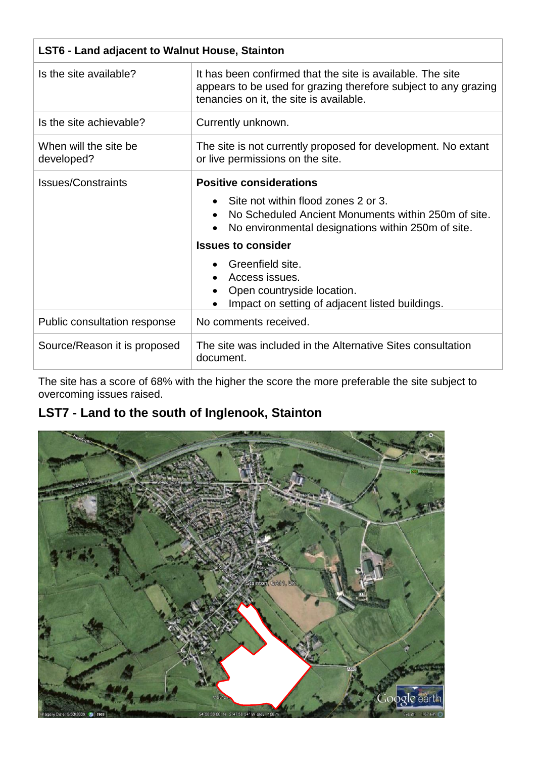| LST6 - Land adjacent to Walnut House, Stainton | |
|---|---|
| Is the site available? | It has been confirmed that the site is available. The site appears to be used for grazing therefore subject to any grazing tenancies on it, the site is available. |
| Is the site achievable? | Currently unknown. |
| When will the site be developed? | The site is not currently proposed for development. No extant or live permissions on the site. |
| Issues/Constraints | **Positive considerations**<br>• Site not within flood zones 2 or 3.<br>• No Scheduled Ancient Monuments within 250m of site.<br>• No environmental designations within 250m of site.<br>**Issues to consider**<br>• Greenfield site.<br>• Access issues.<br>• Open countryside location.<br>• Impact on setting of adjacent listed buildings. |
| Public consultation response | No comments received. |
| Source/Reason it is proposed | The site was included in the Alternative Sites consultation document. |

The site has a score of 68% with the higher the score the more preferable the site subject to overcoming issues raised.

## LST7 - Land to the south of Inglenook, Stainton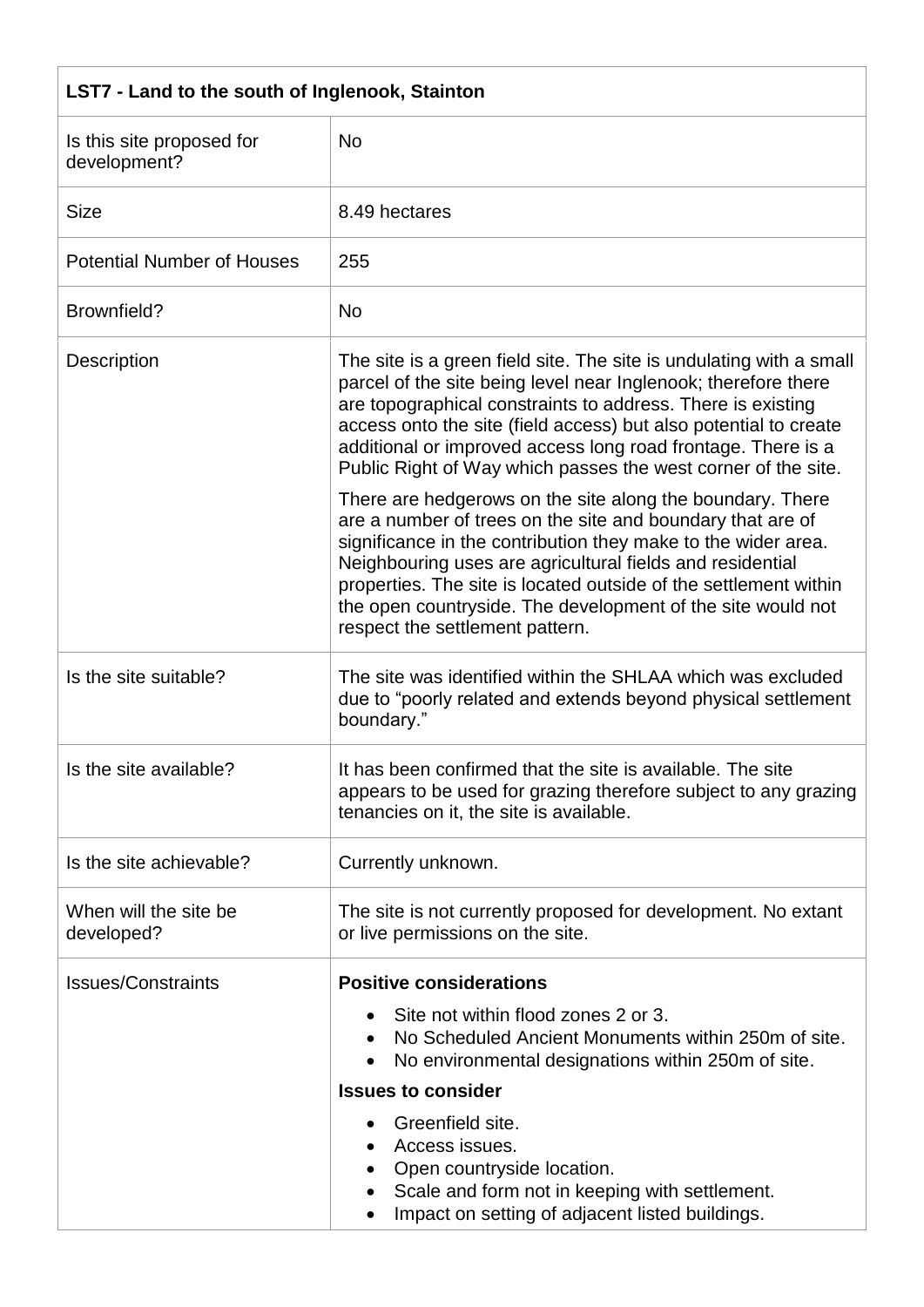| LST7 - Land to the south of Inglenook, Stainton | |
|---|---|
| Is this site proposed for development? | No |
| Size | 8.49 hectares |
| Potential Number of Houses | 255 |
| Brownfield? | No |
| Description | The site is a green field site. The site is undulating with a small parcel of the site being level near Inglenook; therefore there are topographical constraints to address. There is existing access onto the site (field access) but also potential to create additional or improved access long road frontage. There is a Public Right of Way which passes the west corner of the site.<br><br>There are hedgerows on the site along the boundary. There are a number of trees on the site and boundary that are of significance in the contribution they make to the wider area. Neighbouring uses are agricultural fields and residential properties. The site is located outside of the settlement within the open countryside. The development of the site would not respect the settlement pattern. |
| Is the site suitable? | The site was identified within the SHLAA which was excluded due to "poorly related and extends beyond physical settlement boundary." |
| Is the site available? | It has been confirmed that the site is available. The site appears to be used for grazing therefore subject to any grazing tenancies on it, the site is available. |
| Is the site achievable? | Currently unknown. |
| When will the site be developed? | The site is not currently proposed for development. No extant or live permissions on the site. |
| Issues/Constraints | **Positive considerations**<br>• Site not within flood zones 2 or 3.<br>• No Scheduled Ancient Monuments within 250m of site.<br>• No environmental designations within 250m of site.<br><br>**Issues to consider**<br>• Greenfield site.<br>• Access issues.<br>• Open countryside location.<br>• Scale and form not in keeping with settlement.<br>• Impact on setting of adjacent listed buildings. |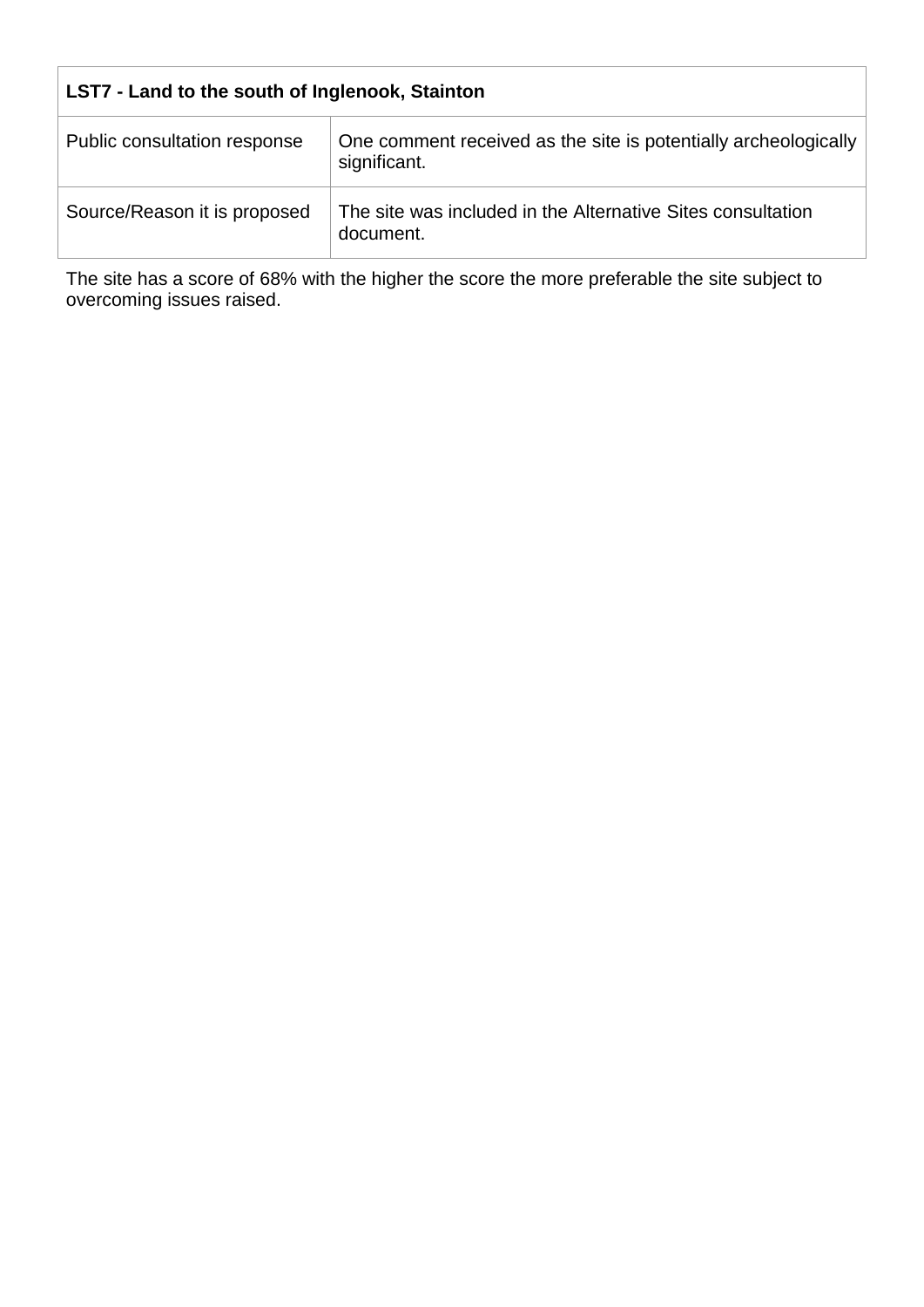| LST7 - Land to the south of Inglenook, Stainton | |
|---|---|
| Public consultation response | One comment received as the site is potentially archeologically significant. |
| Source/Reason it is proposed | The site was included in the Alternative Sites consultation document. |

The site has a score of 68% with the higher the score the more preferable the site subject to overcoming issues raised.